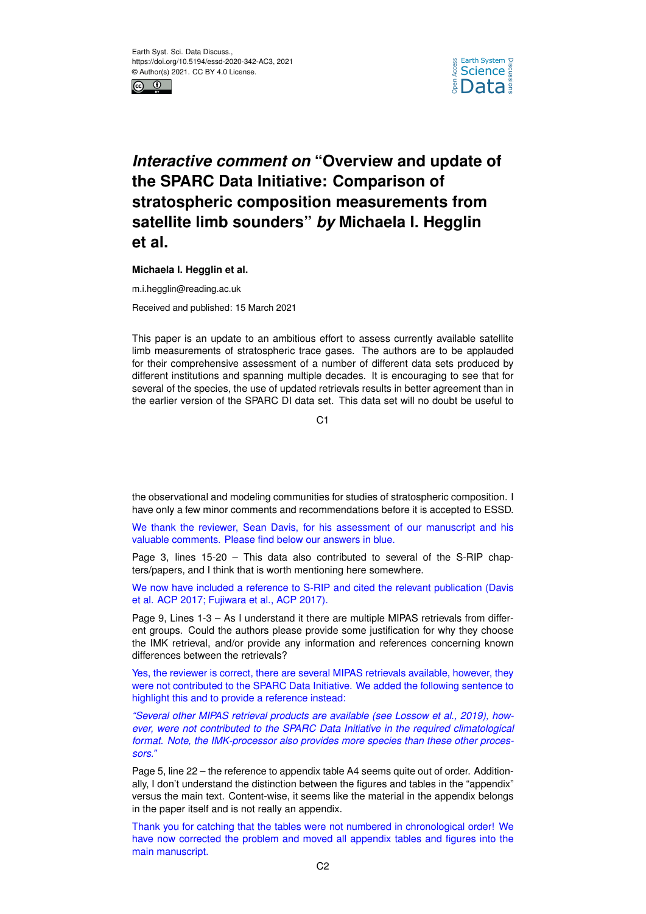Earth Syst. Sci. Data Discuss.,
https://doi.org/10.5194/essd-2020-342-AC3, 2021
© Author(s) 2021. CC BY 4.0 License.

# *Interactive comment on* "Overview and update of the SPARC Data Initiative: Comparison of stratospheric composition measurements from satellite limb sounders" *by* Michaela I. Hegglin et al.

**Michaela I. Hegglin et al.**

m.i.hegglin@reading.ac.uk

Received and published: 15 March 2021

This paper is an update to an ambitious effort to assess currently available satellite limb measurements of stratospheric trace gases. The authors are to be applauded for their comprehensive assessment of a number of different data sets produced by different institutions and spanning multiple decades. It is encouraging to see that for several of the species, the use of updated retrievals results in better agreement than in the earlier version of the SPARC DI data set. This data set will no doubt be useful to the observational and modeling communities for studies of stratospheric composition. I have only a few minor comments and recommendations before it is accepted to ESSD.

We thank the reviewer, Sean Davis, for his assessment of our manuscript and his valuable comments. Please find below our answers in blue.

Page 3, lines 15-20 – This data also contributed to several of the S-RIP chapters/papers, and I think that is worth mentioning here somewhere.

We now have included a reference to S-RIP and cited the relevant publication (Davis et al. ACP 2017; Fujiwara et al., ACP 2017).

Page 9, Lines 1-3 – As I understand it there are multiple MIPAS retrievals from different groups. Could the authors please provide some justification for why they choose the IMK retrieval, and/or provide any information and references concerning known differences between the retrievals?

Yes, the reviewer is correct, there are several MIPAS retrievals available, however, they were not contributed to the SPARC Data Initiative. We added the following sentence to highlight this and to provide a reference instead:

*"Several other MIPAS retrieval products are available (see Lossow et al., 2019), however, were not contributed to the SPARC Data Initiative in the required climatological format. Note, the IMK-processor also provides more species than these other processors."*

Page 5, line 22 – the reference to appendix table A4 seems quite out of order. Additionally, I don't understand the distinction between the figures and tables in the "appendix" versus the main text. Content-wise, it seems like the material in the appendix belongs in the paper itself and is not really an appendix.

Thank you for catching that the tables were not numbered in chronological order! We have now corrected the problem and moved all appendix tables and figures into the main manuscript.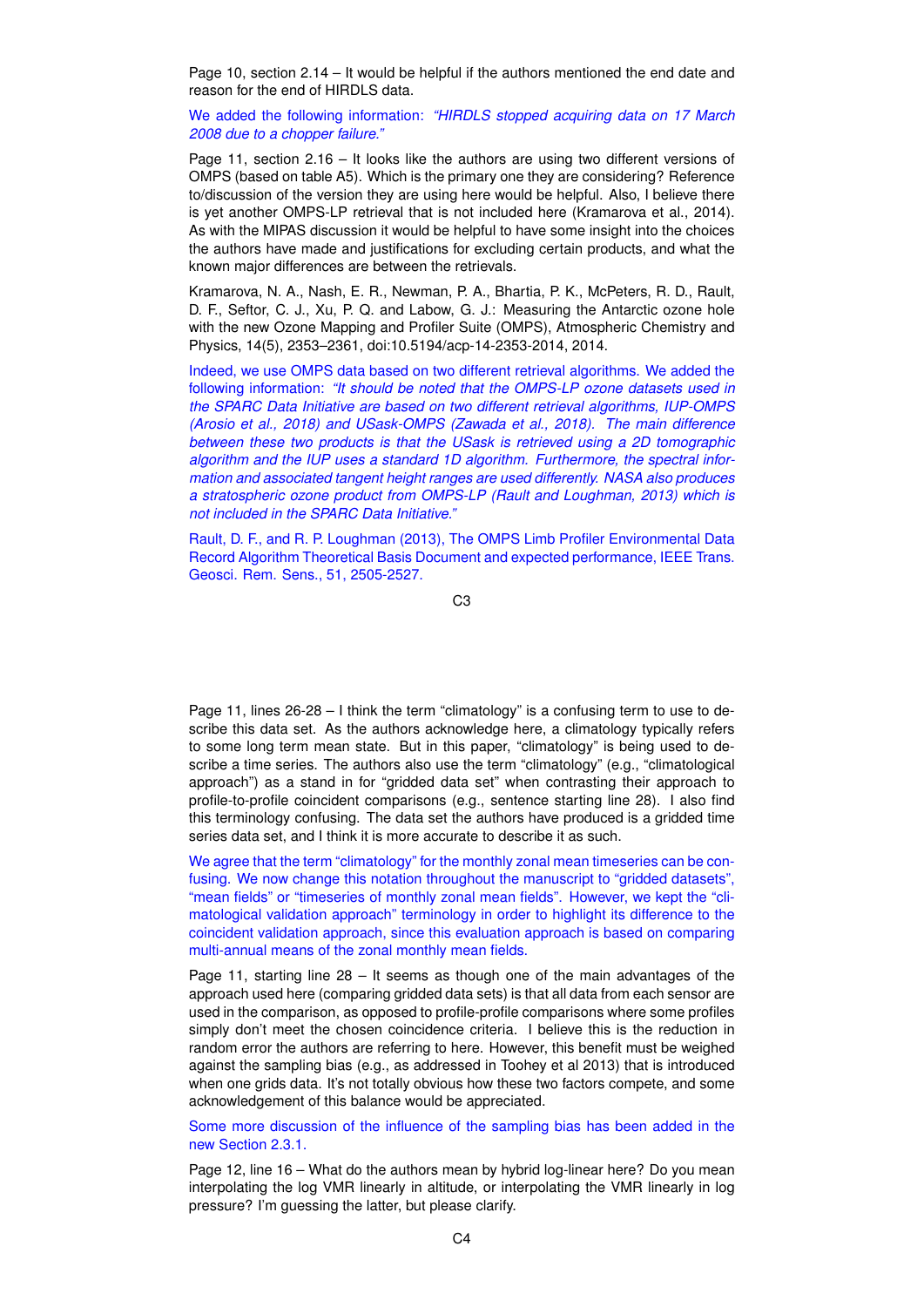Page 10, section 2.14 – It would be helpful if the authors mentioned the end date and reason for the end of HIRDLS data.

We added the following information: *"HIRDLS stopped acquiring data on 17 March 2008 due to a chopper failure."*

Page 11, section 2.16 – It looks like the authors are using two different versions of OMPS (based on table A5). Which is the primary one they are considering? Reference to/discussion of the version they are using here would be helpful. Also, I believe there is yet another OMPS-LP retrieval that is not included here (Kramarova et al., 2014). As with the MIPAS discussion it would be helpful to have some insight into the choices the authors have made and justifications for excluding certain products, and what the known major differences are between the retrievals.

Kramarova, N. A., Nash, E. R., Newman, P. A., Bhartia, P. K., McPeters, R. D., Rault, D. F., Seftor, C. J., Xu, P. Q. and Labow, G. J.: Measuring the Antarctic ozone hole with the new Ozone Mapping and Profiler Suite (OMPS), Atmospheric Chemistry and Physics, 14(5), 2353–2361, doi:10.5194/acp-14-2353-2014, 2014.

Indeed, we use OMPS data based on two different retrieval algorithms. We added the following information: *"It should be noted that the OMPS-LP ozone datasets used in the SPARC Data Initiative are based on two different retrieval algorithms, IUP-OMPS (Arosio et al., 2018) and USask-OMPS (Zawada et al., 2018). The main difference between these two products is that the USask is retrieved using a 2D tomographic algorithm and the IUP uses a standard 1D algorithm. Furthermore, the spectral information and associated tangent height ranges are used differently. NASA also produces a stratospheric ozone product from OMPS-LP (Rault and Loughman, 2013) which is not included in the SPARC Data Initiative."*

Rault, D. F., and R. P. Loughman (2013), The OMPS Limb Profiler Environmental Data Record Algorithm Theoretical Basis Document and expected performance, IEEE Trans. Geosci. Rem. Sens., 51, 2505-2527.

Page 11, lines 26-28 – I think the term "climatology" is a confusing term to use to describe this data set. As the authors acknowledge here, a climatology typically refers to some long term mean state. But in this paper, "climatology" is being used to describe a time series. The authors also use the term "climatology" (e.g., "climatological approach") as a stand in for "gridded data set" when contrasting their approach to profile-to-profile coincident comparisons (e.g., sentence starting line 28). I also find this terminology confusing. The data set the authors have produced is a gridded time series data set, and I think it is more accurate to describe it as such.

We agree that the term "climatology" for the monthly zonal mean timeseries can be confusing. We now change this notation throughout the manuscript to "gridded datasets", "mean fields" or "timeseries of monthly zonal mean fields". However, we kept the "climatological validation approach" terminology in order to highlight its difference to the coincident validation approach, since this evaluation approach is based on comparing multi-annual means of the zonal monthly mean fields.

Page 11, starting line 28 – It seems as though one of the main advantages of the approach used here (comparing gridded data sets) is that all data from each sensor are used in the comparison, as opposed to profile-profile comparisons where some profiles simply don't meet the chosen coincidence criteria. I believe this is the reduction in random error the authors are referring to here. However, this benefit must be weighed against the sampling bias (e.g., as addressed in Toohey et al 2013) that is introduced when one grids data. It's not totally obvious how these two factors compete, and some acknowledgement of this balance would be appreciated.

Some more discussion of the influence of the sampling bias has been added in the new Section 2.3.1.

Page 12, line 16 – What do the authors mean by hybrid log-linear here? Do you mean interpolating the log VMR linearly in altitude, or interpolating the VMR linearly in log pressure? I'm guessing the latter, but please clarify.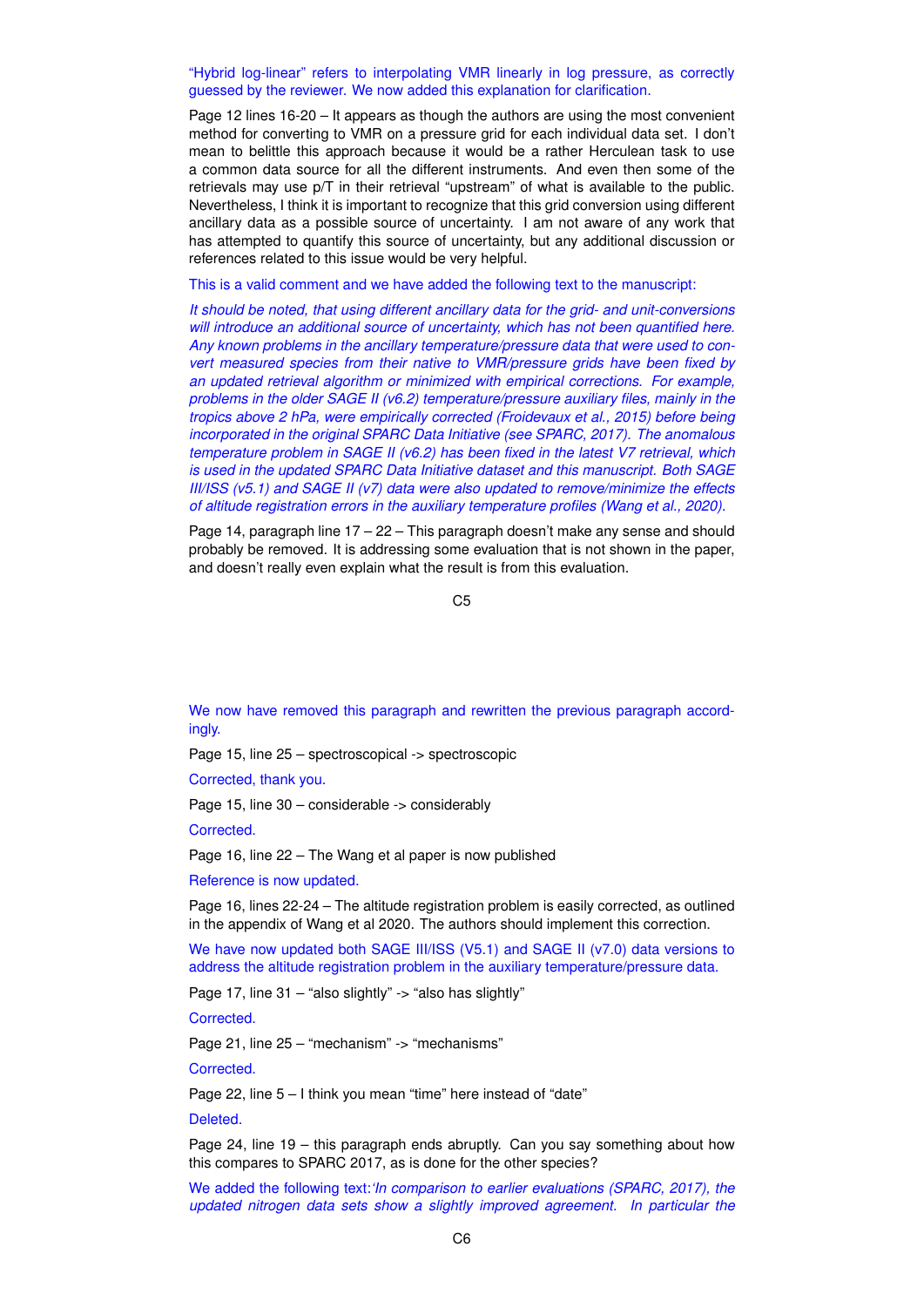"Hybrid log-linear" refers to interpolating VMR linearly in log pressure, as correctly guessed by the reviewer. We now added this explanation for clarification.

Page 12 lines 16-20 – It appears as though the authors are using the most convenient method for converting to VMR on a pressure grid for each individual data set. I don't mean to belittle this approach because it would be a rather Herculean task to use a common data source for all the different instruments. And even then some of the retrievals may use p/T in their retrieval "upstream" of what is available to the public. Nevertheless, I think it is important to recognize that this grid conversion using different ancillary data as a possible source of uncertainty. I am not aware of any work that has attempted to quantify this source of uncertainty, but any additional discussion or references related to this issue would be very helpful.

This is a valid comment and we have added the following text to the manuscript:

*It should be noted, that using different ancillary data for the grid- and unit-conversions will introduce an additional source of uncertainty, which has not been quantified here. Any known problems in the ancillary temperature/pressure data that were used to convert measured species from their native to VMR/pressure grids have been fixed by an updated retrieval algorithm or minimized with empirical corrections. For example, problems in the older SAGE II (v6.2) temperature/pressure auxiliary files, mainly in the tropics above 2 hPa, were empirically corrected (Froidevaux et al., 2015) before being incorporated in the original SPARC Data Initiative (see SPARC, 2017). The anomalous temperature problem in SAGE II (v6.2) has been fixed in the latest V7 retrieval, which is used in the updated SPARC Data Initiative dataset and this manuscript. Both SAGE III/ISS (v5.1) and SAGE II (v7) data were also updated to remove/minimize the effects of altitude registration errors in the auxiliary temperature profiles (Wang et al., 2020).*

Page 14, paragraph line 17 – 22 – This paragraph doesn't make any sense and should probably be removed. It is addressing some evaluation that is not shown in the paper, and doesn't really even explain what the result is from this evaluation.

We now have removed this paragraph and rewritten the previous paragraph accordingly.

Page 15, line 25 – spectroscopical -> spectroscopic

Corrected, thank you.

Page 15, line 30 – considerable -> considerably

Corrected.

Page 16, line 22 – The Wang et al paper is now published

Reference is now updated.

Page 16, lines 22-24 – The altitude registration problem is easily corrected, as outlined in the appendix of Wang et al 2020. The authors should implement this correction.

We have now updated both SAGE III/ISS (V5.1) and SAGE II (v7.0) data versions to address the altitude registration problem in the auxiliary temperature/pressure data.

Page 17, line 31 – "also slightly" -> "also has slightly"

Corrected.

Page 21, line 25 – "mechanism" -> "mechanisms"

Corrected.

Page 22, line 5 – I think you mean "time" here instead of "date"

Deleted.

Page 24, line 19 – this paragraph ends abruptly. Can you say something about how this compares to SPARC 2017, as is done for the other species?

We added the following text:*'In comparison to earlier evaluations (SPARC, 2017), the updated nitrogen data sets show a slightly improved agreement. In particular the*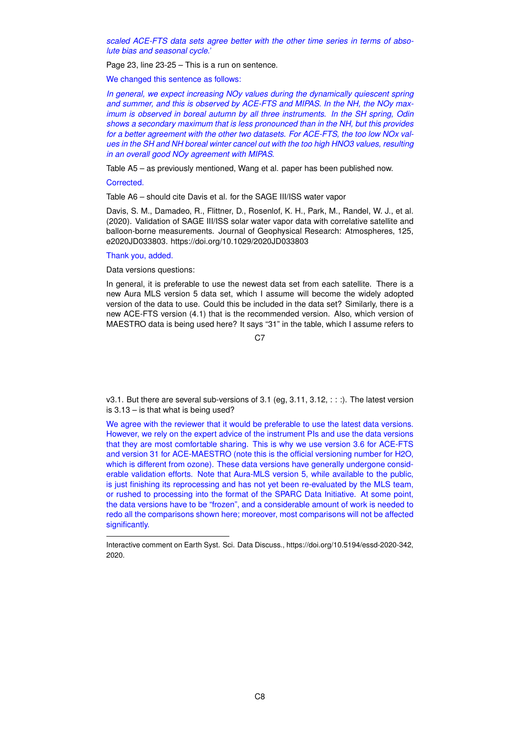*scaled ACE-FTS data sets agree better with the other time series in terms of absolute bias and seasonal cycle.'*

Page 23, line 23-25 – This is a run on sentence.

We changed this sentence as follows:

*In general, we expect increasing NOy values during the dynamically quiescent spring and summer, and this is observed by ACE-FTS and MIPAS. In the NH, the NOy maximum is observed in boreal autumn by all three instruments. In the SH spring, Odin shows a secondary maximum that is less pronounced than in the NH, but this provides for a better agreement with the other two datasets. For ACE-FTS, the too low NOx values in the SH and NH boreal winter cancel out with the too high HNO3 values, resulting in an overall good NOy agreement with MIPAS.*

Table A5 – as previously mentioned, Wang et al. paper has been published now.

Corrected.

Table A6 – should cite Davis et al. for the SAGE III/ISS water vapor

Davis, S. M., Damadeo, R., Flittner, D., Rosenlof, K. H., Park, M., Randel, W. J., et al. (2020). Validation of SAGE III/ISS solar water vapor data with correlative satellite and balloon-borne measurements. Journal of Geophysical Research: Atmospheres, 125, e2020JD033803. https://doi.org/10.1029/2020JD033803

Thank you, added.

Data versions questions:

In general, it is preferable to use the newest data set from each satellite. There is a new Aura MLS version 5 data set, which I assume will become the widely adopted version of the data to use. Could this be included in the data set? Similarly, there is a new ACE-FTS version (4.1) that is the recommended version. Also, which version of MAESTRO data is being used here? It says "31" in the table, which I assume refers to v3.1. But there are several sub-versions of 3.1 (eg, 3.11, 3.12, : : :). The latest version is 3.13 – is that what is being used?

We agree with the reviewer that it would be preferable to use the latest data versions. However, we rely on the expert advice of the instrument PIs and use the data versions that they are most comfortable sharing. This is why we use version 3.6 for ACE-FTS and version 31 for ACE-MAESTRO (note this is the official versioning number for H2O, which is different from ozone). These data versions have generally undergone considerable validation efforts. Note that Aura-MLS version 5, while available to the public, is just finishing its reprocessing and has not yet been re-evaluated by the MLS team, or rushed to processing into the format of the SPARC Data Initiative. At some point, the data versions have to be "frozen", and a considerable amount of work is needed to redo all the comparisons shown here; moreover, most comparisons will not be affected significantly.

---

Interactive comment on Earth Syst. Sci. Data Discuss., https://doi.org/10.5194/essd-2020-342, 2020.